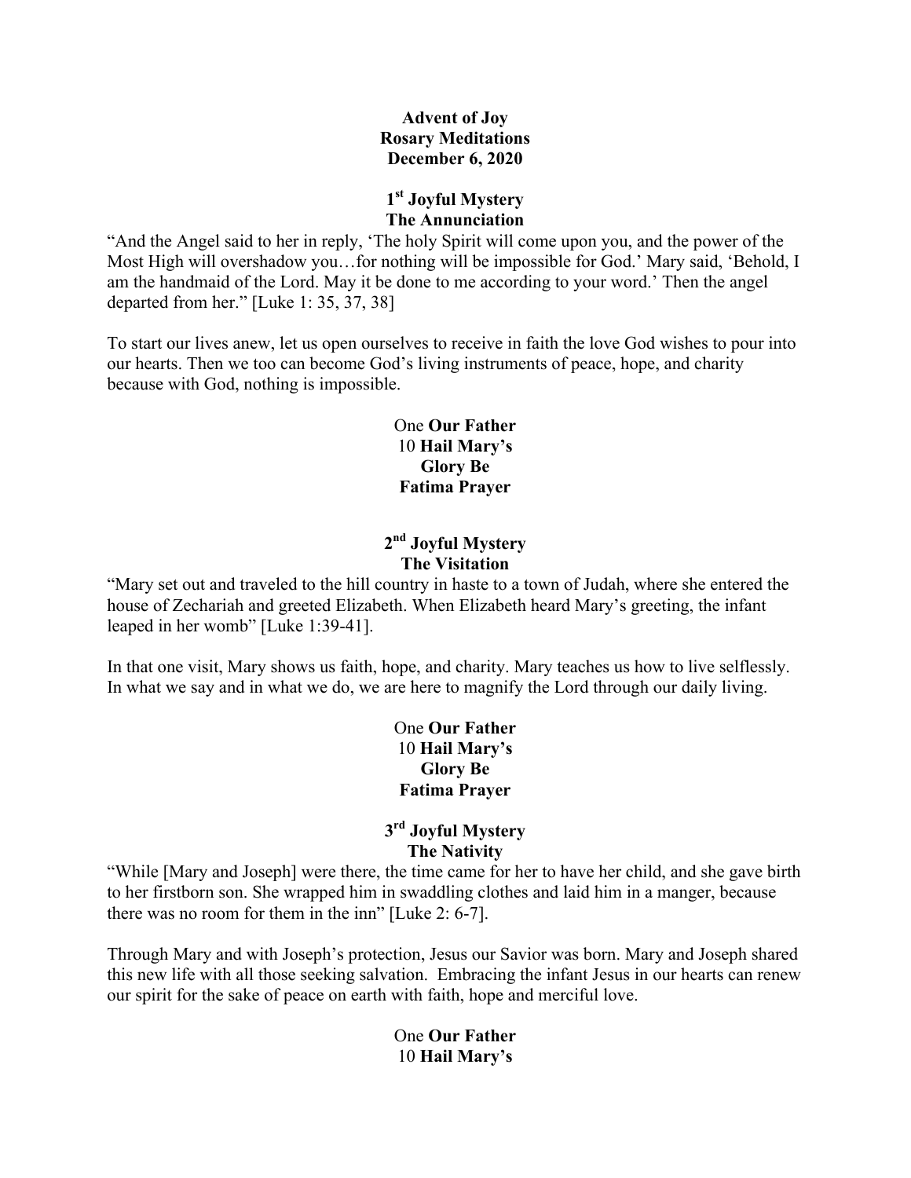**Advent of Joy**
**Rosary Meditations**
**December 6, 2020**

## 1st Joyful Mystery
## The Annunciation

"And the Angel said to her in reply, 'The holy Spirit will come upon you, and the power of the Most High will overshadow you…for nothing will be impossible for God.' Mary said, 'Behold, I am the handmaid of the Lord. May it be done to me according to your word.' Then the angel departed from her." [Luke 1: 35, 37, 38]

To start our lives anew, let us open ourselves to receive in faith the love God wishes to pour into our hearts. Then we too can become God's living instruments of peace, hope, and charity because with God, nothing is impossible.

One **Our Father**
10 **Hail Mary's**
**Glory Be**
**Fatima Prayer**

## 2nd Joyful Mystery
## The Visitation

"Mary set out and traveled to the hill country in haste to a town of Judah, where she entered the house of Zechariah and greeted Elizabeth. When Elizabeth heard Mary's greeting, the infant leaped in her womb" [Luke 1:39-41].

In that one visit, Mary shows us faith, hope, and charity. Mary teaches us how to live selflessly. In what we say and in what we do, we are here to magnify the Lord through our daily living.

One **Our Father**
10 **Hail Mary's**
**Glory Be**
**Fatima Prayer**

## 3rd Joyful Mystery
## The Nativity

"While [Mary and Joseph] were there, the time came for her to have her child, and she gave birth to her firstborn son. She wrapped him in swaddling clothes and laid him in a manger, because there was no room for them in the inn" [Luke 2: 6-7].

Through Mary and with Joseph's protection, Jesus our Savior was born. Mary and Joseph shared this new life with all those seeking salvation. Embracing the infant Jesus in our hearts can renew our spirit for the sake of peace on earth with faith, hope and merciful love.

One **Our Father**
10 **Hail Mary's**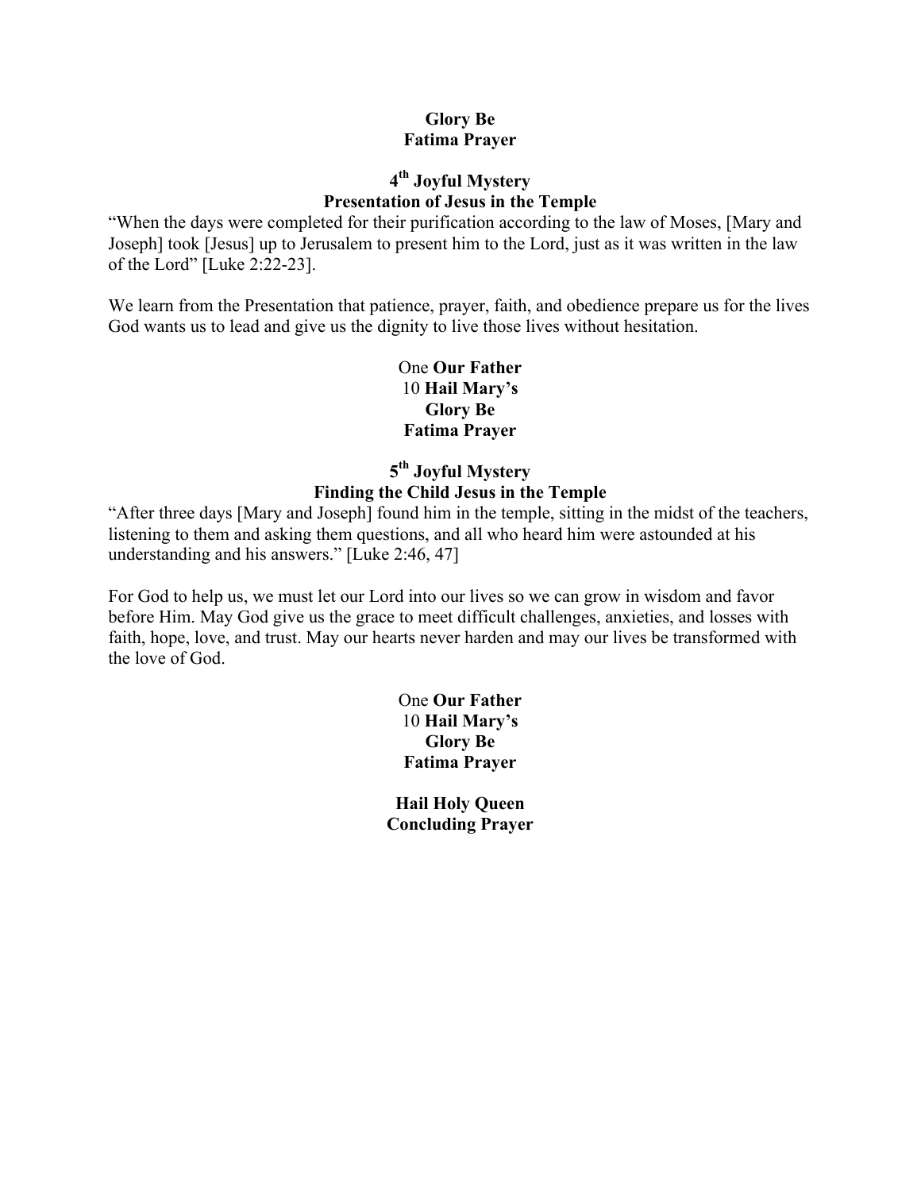**Glory Be**
**Fatima Prayer**

## 4th Joyful Mystery
## Presentation of Jesus in the Temple

"When the days were completed for their purification according to the law of Moses, [Mary and Joseph] took [Jesus] up to Jerusalem to present him to the Lord, just as it was written in the law of the Lord" [Luke 2:22-23].

We learn from the Presentation that patience, prayer, faith, and obedience prepare us for the lives God wants us to lead and give us the dignity to live those lives without hesitation.

One **Our Father**
10 **Hail Mary's**
**Glory Be**
**Fatima Prayer**

## 5th Joyful Mystery
## Finding the Child Jesus in the Temple

"After three days [Mary and Joseph] found him in the temple, sitting in the midst of the teachers, listening to them and asking them questions, and all who heard him were astounded at his understanding and his answers." [Luke 2:46, 47]

For God to help us, we must let our Lord into our lives so we can grow in wisdom and favor before Him. May God give us the grace to meet difficult challenges, anxieties, and losses with faith, hope, love, and trust. May our hearts never harden and may our lives be transformed with the love of God.

One **Our Father**
10 **Hail Mary's**
**Glory Be**
**Fatima Prayer**

**Hail Holy Queen**
**Concluding Prayer**